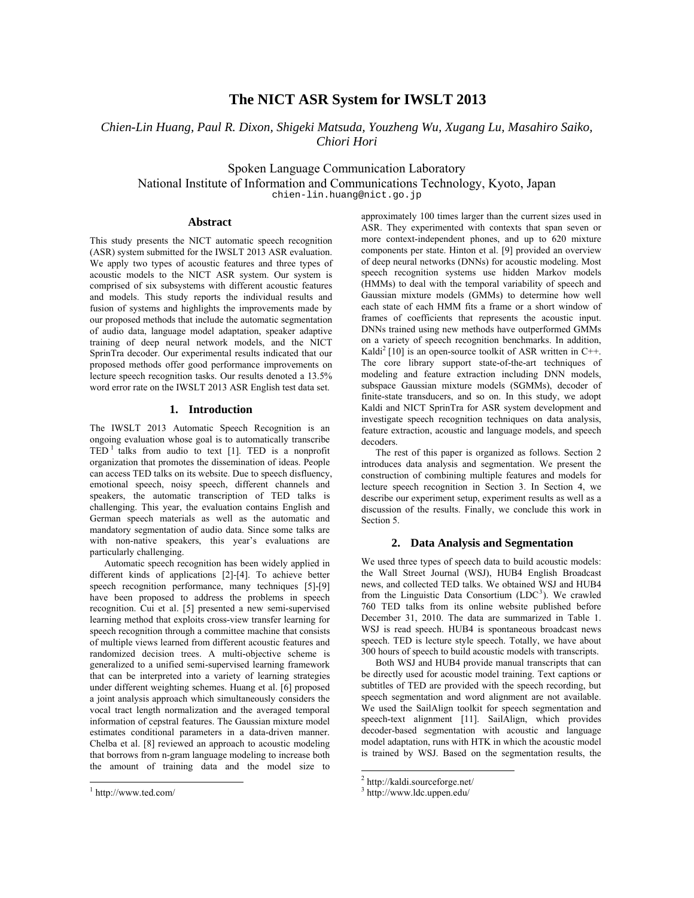# The NICT ASR System for IWSLT 2013

*Chien-Lin Huang, Paul R. Dixon, Shigeki Matsuda, Youzheng Wu, Xugang Lu, Masahiro Saiko, Chiori Hori*

Spoken Language Communication Laboratory
National Institute of Information and Communications Technology, Kyoto, Japan
chien-lin.huang@nict.go.jp

## Abstract

This study presents the NICT automatic speech recognition (ASR) system submitted for the IWSLT 2013 ASR evaluation. We apply two types of acoustic features and three types of acoustic models to the NICT ASR system. Our system is comprised of six subsystems with different acoustic features and models. This study reports the individual results and fusion of systems and highlights the improvements made by our proposed methods that include the automatic segmentation of audio data, language model adaptation, speaker adaptive training of deep neural network models, and the NICT SprinTra decoder. Our experimental results indicated that our proposed methods offer good performance improvements on lecture speech recognition tasks. Our results denoted a 13.5% word error rate on the IWSLT 2013 ASR English test data set.

## 1. Introduction

The IWSLT 2013 Automatic Speech Recognition is an ongoing evaluation whose goal is to automatically transcribe TED [1] talks from audio to text [1]. TED is a nonprofit organization that promotes the dissemination of ideas. People can access TED talks on its website. Due to speech disfluency, emotional speech, noisy speech, different channels and speakers, the automatic transcription of TED talks is challenging. This year, the evaluation contains English and German speech materials as well as the automatic and mandatory segmentation of audio data. Since some talks are with non-native speakers, this year's evaluations are particularly challenging.

Automatic speech recognition has been widely applied in different kinds of applications [2]-[4]. To achieve better speech recognition performance, many techniques [5]-[9] have been proposed to address the problems in speech recognition. Cui et al. [5] presented a new semi-supervised learning method that exploits cross-view transfer learning for speech recognition through a committee machine that consists of multiple views learned from different acoustic features and randomized decision trees. A multi-objective scheme is generalized to a unified semi-supervised learning framework that can be interpreted into a variety of learning strategies under different weighting schemes. Huang et al. [6] proposed a joint analysis approach which simultaneously considers the vocal tract length normalization and the averaged temporal information of cepstral features. The Gaussian mixture model estimates conditional parameters in a data-driven manner. Chelba et al. [8] reviewed an approach to acoustic modeling that borrows from n-gram language modeling to increase both the amount of training data and the model size to approximately 100 times larger than the current sizes used in ASR. They experimented with contexts that span seven or more context-independent phones, and up to 620 mixture components per state. Hinton et al. [9] provided an overview of deep neural networks (DNNs) for acoustic modeling. Most speech recognition systems use hidden Markov models (HMMs) to deal with the temporal variability of speech and Gaussian mixture models (GMMs) to determine how well each state of each HMM fits a frame or a short window of frames of coefficients that represents the acoustic input. DNNs trained using new methods have outperformed GMMs on a variety of speech recognition benchmarks. In addition, Kaldi[2] [10] is an open-source toolkit of ASR written in C++. The core library support state-of-the-art techniques of modeling and feature extraction including DNN models, subspace Gaussian mixture models (SGMMs), decoder of finite-state transducers, and so on. In this study, we adopt Kaldi and NICT SprinTra for ASR system development and investigate speech recognition techniques on data analysis, feature extraction, acoustic and language models, and speech decoders.

The rest of this paper is organized as follows. Section 2 introduces data analysis and segmentation. We present the construction of combining multiple features and models for lecture speech recognition in Section 3. In Section 4, we describe our experiment setup, experiment results as well as a discussion of the results. Finally, we conclude this work in Section 5.

## 2. Data Analysis and Segmentation

We used three types of speech data to build acoustic models: the Wall Street Journal (WSJ), HUB4 English Broadcast news, and collected TED talks. We obtained WSJ and HUB4 from the Linguistic Data Consortium (LDC[3]). We crawled 760 TED talks from its online website published before December 31, 2010. The data are summarized in Table 1. WSJ is read speech. HUB4 is spontaneous broadcast news speech. TED is lecture style speech. Totally, we have about 300 hours of speech to build acoustic models with transcripts.

Both WSJ and HUB4 provide manual transcripts that can be directly used for acoustic model training. Text captions or subtitles of TED are provided with the speech recording, but speech segmentation and word alignment are not available. We used the SailAlign toolkit for speech segmentation and speech-text alignment [11]. SailAlign, which provides decoder-based segmentation with acoustic and language model adaptation, runs with HTK in which the acoustic model is trained by WSJ. Based on the segmentation results, the

[1] http://www.ted.com/

[2] http://kaldi.sourceforge.net/

[3] http://www.ldc.uppen.edu/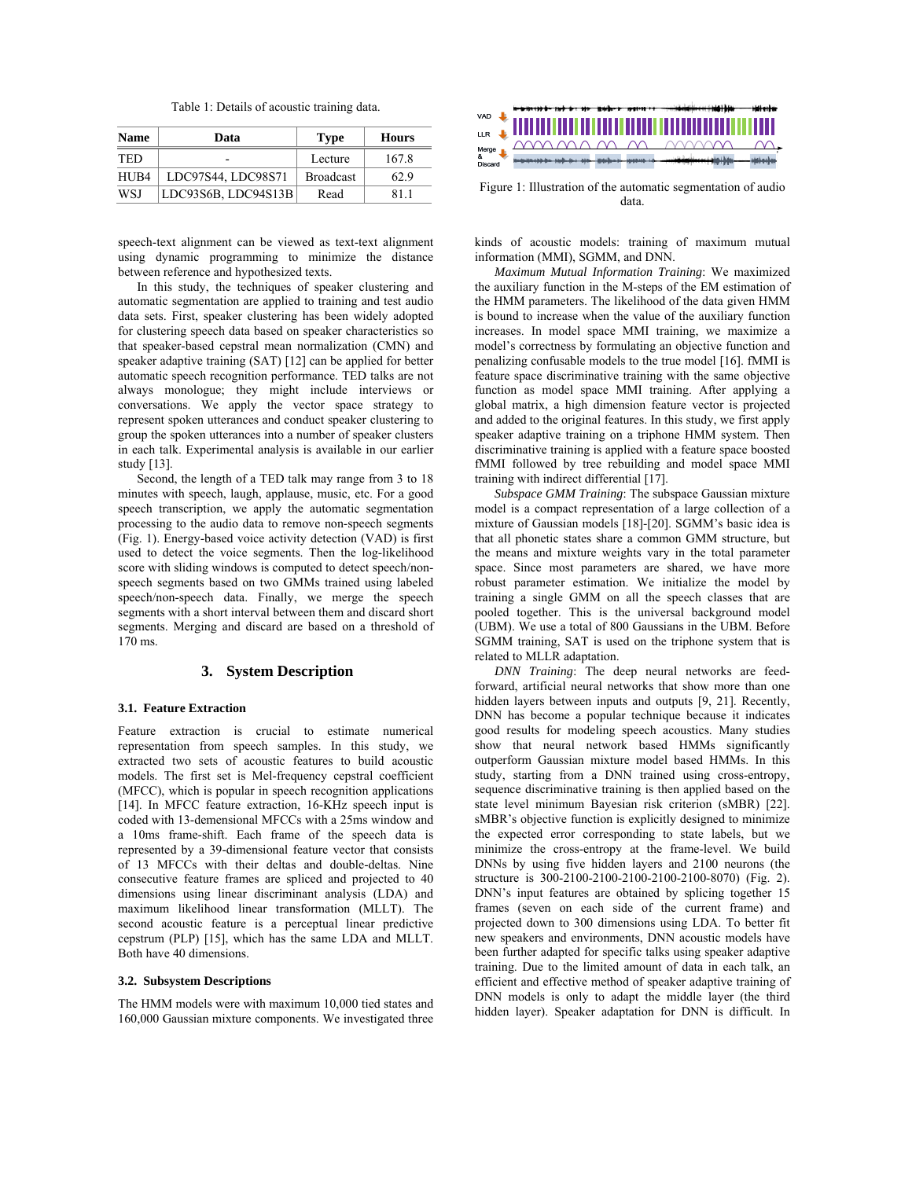Table 1: Details of acoustic training data.

| Name | Data | Type | Hours |
|---|---|---|---|
| TED | - | Lecture | 167.8 |
| HUB4 | LDC97S44, LDC98S71 | Broadcast | 62.9 |
| WSJ | LDC93S6B, LDC94S13B | Read | 81.1 |

speech-text alignment can be viewed as text-text alignment using dynamic programming to minimize the distance between reference and hypothesized texts.

In this study, the techniques of speaker clustering and automatic segmentation are applied to training and test audio data sets. First, speaker clustering has been widely adopted for clustering speech data based on speaker characteristics so that speaker-based cepstral mean normalization (CMN) and speaker adaptive training (SAT) [12] can be applied for better automatic speech recognition performance. TED talks are not always monologue; they might include interviews or conversations. We apply the vector space strategy to represent spoken utterances and conduct speaker clustering to group the spoken utterances into a number of speaker clusters in each talk. Experimental analysis is available in our earlier study [13].

Second, the length of a TED talk may range from 3 to 18 minutes with speech, laugh, applause, music, etc. For a good speech transcription, we apply the automatic segmentation processing to the audio data to remove non-speech segments (Fig. 1). Energy-based voice activity detection (VAD) is first used to detect the voice segments. Then the log-likelihood score with sliding windows is computed to detect speech/non-speech segments based on two GMMs trained using labeled speech/non-speech data. Finally, we merge the speech segments with a short interval between them and discard short segments. Merging and discard are based on a threshold of 170 ms.

Figure 1: Illustration of the automatic segmentation of audio data.

## 3. System Description

### 3.1. Feature Extraction

Feature extraction is crucial to estimate numerical representation from speech samples. In this study, we extracted two sets of acoustic features to build acoustic models. The first set is Mel-frequency cepstral coefficient (MFCC), which is popular in speech recognition applications [14]. In MFCC feature extraction, 16-KHz speech input is coded with 13-demensional MFCCs with a 25ms window and a 10ms frame-shift. Each frame of the speech data is represented by a 39-dimensional feature vector that consists of 13 MFCCs with their deltas and double-deltas. Nine consecutive feature frames are spliced and projected to 40 dimensions using linear discriminant analysis (LDA) and maximum likelihood linear transformation (MLLT). The second acoustic feature is a perceptual linear predictive cepstrum (PLP) [15], which has the same LDA and MLLT. Both have 40 dimensions.

### 3.2. Subsystem Descriptions

The HMM models were with maximum 10,000 tied states and 160,000 Gaussian mixture components. We investigated three kinds of acoustic models: training of maximum mutual information (MMI), SGMM, and DNN.

*Maximum Mutual Information Training*: We maximized the auxiliary function in the M-steps of the EM estimation of the HMM parameters. The likelihood of the data given HMM is bound to increase when the value of the auxiliary function increases. In model space MMI training, we maximize a model's correctness by formulating an objective function and penalizing confusable models to the true model [16]. fMMI is feature space discriminative training with the same objective function as model space MMI training. After applying a global matrix, a high dimension feature vector is projected and added to the original features. In this study, we first apply speaker adaptive training on a triphone HMM system. Then discriminative training is applied with a feature space boosted fMMI followed by tree rebuilding and model space MMI training with indirect differential [17].

*Subspace GMM Training*: The subspace Gaussian mixture model is a compact representation of a large collection of a mixture of Gaussian models [18]-[20]. SGMM's basic idea is that all phonetic states share a common GMM structure, but the means and mixture weights vary in the total parameter space. Since most parameters are shared, we have more robust parameter estimation. We initialize the model by training a single GMM on all the speech classes that are pooled together. This is the universal background model (UBM). We use a total of 800 Gaussians in the UBM. Before SGMM training, SAT is used on the triphone system that is related to MLLR adaptation.

*DNN Training*: The deep neural networks are feed-forward, artificial neural networks that show more than one hidden layers between inputs and outputs [9, 21]. Recently, DNN has become a popular technique because it indicates good results for modeling speech acoustics. Many studies show that neural network based HMMs significantly outperform Gaussian mixture model based HMMs. In this study, starting from a DNN trained using cross-entropy, sequence discriminative training is then applied based on the state level minimum Bayesian risk criterion (sMBR) [22]. sMBR's objective function is explicitly designed to minimize the expected error corresponding to state labels, but we minimize the cross-entropy at the frame-level. We build DNNs by using five hidden layers and 2100 neurons (the structure is 300-2100-2100-2100-2100-2100-8070) (Fig. 2). DNN's input features are obtained by splicing together 15 frames (seven on each side of the current frame) and projected down to 300 dimensions using LDA. To better fit new speakers and environments, DNN acoustic models have been further adapted for specific talks using speaker adaptive training. Due to the limited amount of data in each talk, an efficient and effective method of speaker adaptive training of DNN models is only to adapt the middle layer (the third hidden layer). Speaker adaptation for DNN is difficult. In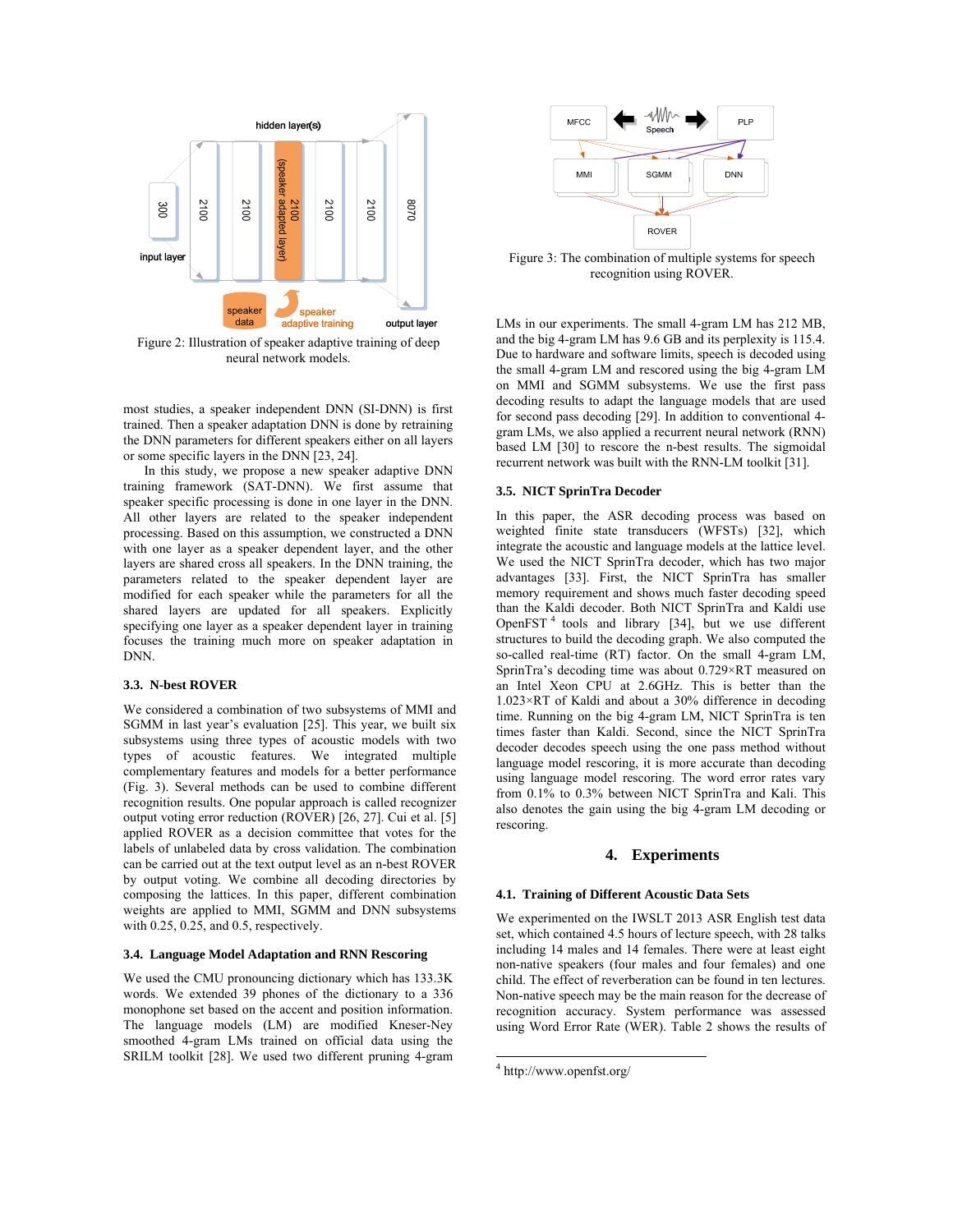Figure 2: Illustration of speaker adaptive training of deep neural network models.

most studies, a speaker independent DNN (SI-DNN) is first trained. Then a speaker adaptation DNN is done by retraining the DNN parameters for different speakers either on all layers or some specific layers in the DNN [23, 24].

In this study, we propose a new speaker adaptive DNN training framework (SAT-DNN). We first assume that speaker specific processing is done in one layer in the DNN. All other layers are related to the speaker independent processing. Based on this assumption, we constructed a DNN with one layer as a speaker dependent layer, and the other layers are shared cross all speakers. In the DNN training, the parameters related to the speaker dependent layer are modified for each speaker while the parameters for all the shared layers are updated for all speakers. Explicitly specifying one layer as a speaker dependent layer in training focuses the training much more on speaker adaptation in DNN.

### 3.3. N-best ROVER

We considered a combination of two subsystems of MMI and SGMM in last year's evaluation [25]. This year, we built six subsystems using three types of acoustic models with two types of acoustic features. We integrated multiple complementary features and models for a better performance (Fig. 3). Several methods can be used to combine different recognition results. One popular approach is called recognizer output voting error reduction (ROVER) [26, 27]. Cui et al. [5] applied ROVER as a decision committee that votes for the labels of unlabeled data by cross validation. The combination can be carried out at the text output level as an n-best ROVER by output voting. We combine all decoding directories by composing the lattices. In this paper, different combination weights are applied to MMI, SGMM and DNN subsystems with 0.25, 0.25, and 0.5, respectively.

### 3.4. Language Model Adaptation and RNN Rescoring

We used the CMU pronouncing dictionary which has 133.3K words. We extended 39 phones of the dictionary to a 336 monophone set based on the accent and position information. The language models (LM) are modified Kneser-Ney smoothed 4-gram LMs trained on official data using the SRILM toolkit [28]. We used two different pruning 4-gram LMs in our experiments. The small 4-gram LM has 212 MB, and the big 4-gram LM has 9.6 GB and its perplexity is 115.4. Due to hardware and software limits, speech is decoded using the small 4-gram LM and rescored using the big 4-gram LM on MMI and SGMM subsystems. We use the first pass decoding results to adapt the language models that are used for second pass decoding [29]. In addition to conventional 4-gram LMs, we also applied a recurrent neural network (RNN) based LM [30] to rescore the n-best results. The sigmoidal recurrent network was built with the RNN-LM toolkit [31].

Figure 3: The combination of multiple systems for speech recognition using ROVER.

### 3.5. NICT SprinTra Decoder

In this paper, the ASR decoding process was based on weighted finite state transducers (WFSTs) [32], which integrate the acoustic and language models at the lattice level. We used the NICT SprinTra decoder, which has two major advantages [33]. First, the NICT SprinTra has smaller memory requirement and shows much faster decoding speed than the Kaldi decoder. Both NICT SprinTra and Kaldi use OpenFST [4] tools and library [34], but we use different structures to build the decoding graph. We also computed the so-called real-time (RT) factor. On the small 4-gram LM, SprinTra's decoding time was about 0.729×RT measured on an Intel Xeon CPU at 2.6GHz. This is better than the 1.023×RT of Kaldi and about a 30% difference in decoding time. Running on the big 4-gram LM, NICT SprinTra is ten times faster than Kaldi. Second, since the NICT SprinTra decoder decodes speech using the one pass method without language model rescoring, it is more accurate than decoding using language model rescoring. The word error rates vary from 0.1% to 0.3% between NICT SprinTra and Kali. This also denotes the gain using the big 4-gram LM decoding or rescoring.

## 4. Experiments

### 4.1. Training of Different Acoustic Data Sets

We experimented on the IWSLT 2013 ASR English test data set, which contained 4.5 hours of lecture speech, with 28 talks including 14 males and 14 females. There were at least eight non-native speakers (four males and four females) and one child. The effect of reverberation can be found in ten lectures. Non-native speech may be the main reason for the decrease of recognition accuracy. System performance was assessed using Word Error Rate (WER). Table 2 shows the results of

[4] http://www.openfst.org/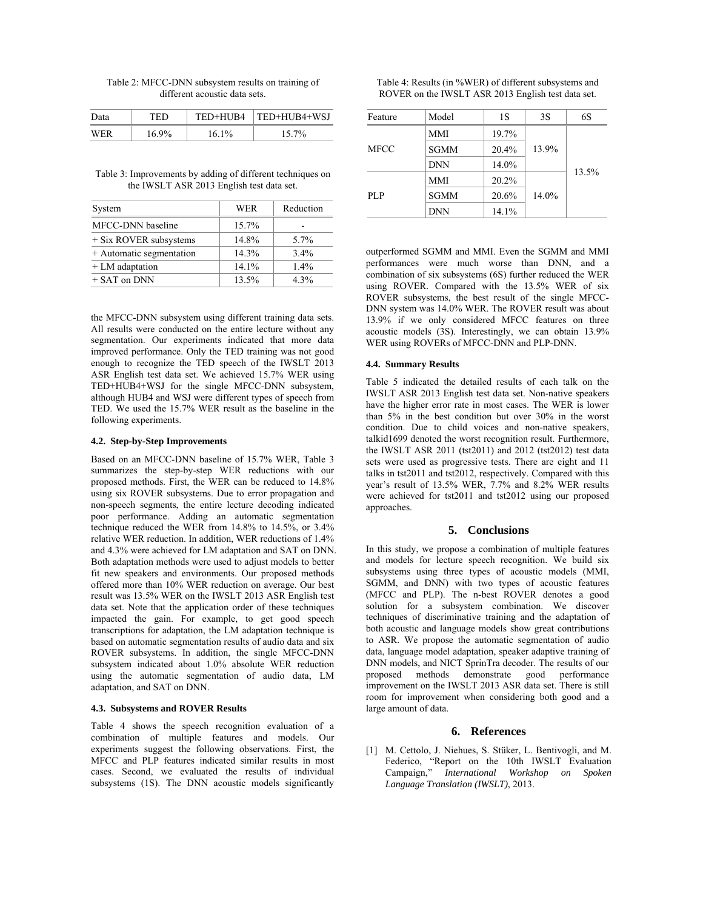Table 2: MFCC-DNN subsystem results on training of different acoustic data sets.

| Data | TED | TED+HUB4 | TED+HUB4+WSJ |
|---|---|---|---|
| WER | 16.9% | 16.1% | 15.7% |

Table 3: Improvements by adding of different techniques on the IWSLT ASR 2013 English test data set.

| System | WER | Reduction |
|---|---|---|
| MFCC-DNN baseline | 15.7% | - |
| + Six ROVER subsystems | 14.8% | 5.7% |
| + Automatic segmentation | 14.3% | 3.4% |
| + LM adaptation | 14.1% | 1.4% |
| + SAT on DNN | 13.5% | 4.3% |

the MFCC-DNN subsystem using different training data sets. All results were conducted on the entire lecture without any segmentation. Our experiments indicated that more data improved performance. Only the TED training was not good enough to recognize the TED speech of the IWSLT 2013 ASR English test data set. We achieved 15.7% WER using TED+HUB4+WSJ for the single MFCC-DNN subsystem, although HUB4 and WSJ were different types of speech from TED. We used the 15.7% WER result as the baseline in the following experiments.

#### 4.2. Step-by-Step Improvements

Based on an MFCC-DNN baseline of 15.7% WER, Table 3 summarizes the step-by-step WER reductions with our proposed methods. First, the WER can be reduced to 14.8% using six ROVER subsystems. Due to error propagation and non-speech segments, the entire lecture decoding indicated poor performance. Adding an automatic segmentation technique reduced the WER from 14.8% to 14.5%, or 3.4% relative WER reduction. In addition, WER reductions of 1.4% and 4.3% were achieved for LM adaptation and SAT on DNN. Both adaptation methods were used to adjust models to better fit new speakers and environments. Our proposed methods offered more than 10% WER reduction on average. Our best result was 13.5% WER on the IWSLT 2013 ASR English test data set. Note that the application order of these techniques impacted the gain. For example, to get good speech transcriptions for adaptation, the LM adaptation technique is based on automatic segmentation results of audio data and six ROVER subsystems. In addition, the single MFCC-DNN subsystem indicated about 1.0% absolute WER reduction using the automatic segmentation of audio data, LM adaptation, and SAT on DNN.

#### 4.3. Subsystems and ROVER Results

Table 4 shows the speech recognition evaluation of a combination of multiple features and models. Our experiments suggest the following observations. First, the MFCC and PLP features indicated similar results in most cases. Second, we evaluated the results of individual subsystems (1S). The DNN acoustic models significantly outperformed SGMM and MMI. Even the SGMM and MMI performances were much worse than DNN, and a combination of six subsystems (6S) further reduced the WER using ROVER. Compared with the 13.5% WER of six ROVER subsystems, the best result of the single MFCC-DNN system was 14.0% WER. The ROVER result was about 13.9% if we only considered MFCC features on three acoustic models (3S). Interestingly, we can obtain 13.9% WER using ROVERs of MFCC-DNN and PLP-DNN.

Table 4: Results (in %WER) of different subsystems and ROVER on the IWSLT ASR 2013 English test data set.

| Feature | Model | 1S | 3S | 6S |
|---|---|---|---|---|
| MFCC | MMI | 19.7% | 13.9% | 13.5% |
| | SGMM | 20.4% | | |
| | DNN | 14.0% | | |
| PLP | MMI | 20.2% | 14.0% | |
| | SGMM | 20.6% | | |
| | DNN | 14.1% | | |

#### 4.4. Summary Results

Table 5 indicated the detailed results of each talk on the IWSLT ASR 2013 English test data set. Non-native speakers have the higher error rate in most cases. The WER is lower than 5% in the best condition but over 30% in the worst condition. Due to child voices and non-native speakers, talkid1699 denoted the worst recognition result. Furthermore, the IWSLT ASR 2011 (tst2011) and 2012 (tst2012) test data sets were used as progressive tests. There are eight and 11 talks in tst2011 and tst2012, respectively. Compared with this year's result of 13.5% WER, 7.7% and 8.2% WER results were achieved for tst2011 and tst2012 using our proposed approaches.

## 5. Conclusions

In this study, we propose a combination of multiple features and models for lecture speech recognition. We build six subsystems using three types of acoustic models (MMI, SGMM, and DNN) with two types of acoustic features (MFCC and PLP). The n-best ROVER denotes a good solution for a subsystem combination. We discover techniques of discriminative training and the adaptation of both acoustic and language models show great contributions to ASR. We propose the automatic segmentation of audio data, language model adaptation, speaker adaptive training of DNN models, and NICT SprinTra decoder. The results of our proposed methods demonstrate good performance improvement on the IWSLT 2013 ASR data set. There is still room for improvement when considering both good and a large amount of data.

## 6. References

[1] M. Cettolo, J. Niehues, S. Stüker, L. Bentivogli, and M. Federico, "Report on the 10th IWSLT Evaluation Campaign," *International Workshop on Spoken Language Translation (IWSLT)*, 2013.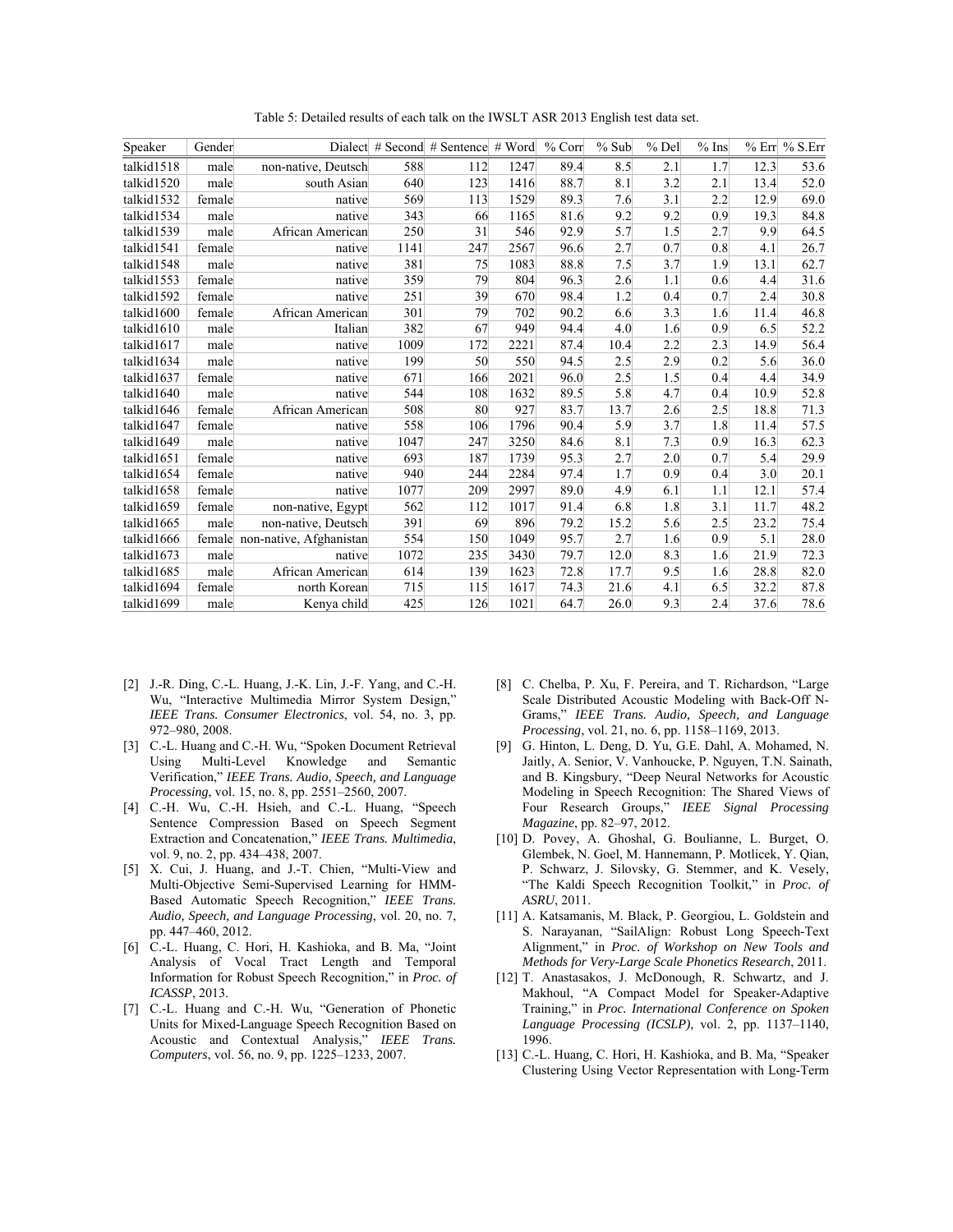Table 5: Detailed results of each talk on the IWSLT ASR 2013 English test data set.

| Speaker | Gender | Dialect | # Second | # Sentence | # Word | % Corr | % Sub | % Del | % Ins | % Err | % S.Err |
|---|---|---|---|---|---|---|---|---|---|---|---|
| talkid1518 | male | non-native, Deutsch | 588 | 112 | 1247 | 89.4 | 8.5 | 2.1 | 1.7 | 12.3 | 53.6 |
| talkid1520 | male | south Asian | 640 | 123 | 1416 | 88.7 | 8.1 | 3.2 | 2.1 | 13.4 | 52.0 |
| talkid1532 | female | native | 569 | 113 | 1529 | 89.3 | 7.6 | 3.1 | 2.2 | 12.9 | 69.0 |
| talkid1534 | male | native | 343 | 66 | 1165 | 81.6 | 9.2 | 9.2 | 0.9 | 19.3 | 84.8 |
| talkid1539 | male | African American | 250 | 31 | 546 | 92.9 | 5.7 | 1.5 | 2.7 | 9.9 | 64.5 |
| talkid1541 | female | native | 1141 | 247 | 2567 | 96.6 | 2.7 | 0.7 | 0.8 | 4.1 | 26.7 |
| talkid1548 | male | native | 381 | 75 | 1083 | 88.8 | 7.5 | 3.7 | 1.9 | 13.1 | 62.7 |
| talkid1553 | female | native | 359 | 79 | 804 | 96.3 | 2.6 | 1.1 | 0.6 | 4.4 | 31.6 |
| talkid1592 | female | native | 251 | 39 | 670 | 98.4 | 1.2 | 0.4 | 0.7 | 2.4 | 30.8 |
| talkid1600 | female | African American | 301 | 79 | 702 | 90.2 | 6.6 | 3.3 | 1.6 | 11.4 | 46.8 |
| talkid1610 | male | Italian | 382 | 67 | 949 | 94.4 | 4.0 | 1.6 | 0.9 | 6.5 | 52.2 |
| talkid1617 | male | native | 1009 | 172 | 2221 | 87.4 | 10.4 | 2.2 | 2.3 | 14.9 | 56.4 |
| talkid1634 | male | native | 199 | 50 | 550 | 94.5 | 2.5 | 2.9 | 0.2 | 5.6 | 36.0 |
| talkid1637 | female | native | 671 | 166 | 2021 | 96.0 | 2.5 | 1.5 | 0.4 | 4.4 | 34.9 |
| talkid1640 | male | native | 544 | 108 | 1632 | 89.5 | 5.8 | 4.7 | 0.4 | 10.9 | 52.8 |
| talkid1646 | female | African American | 508 | 80 | 927 | 83.7 | 13.7 | 2.6 | 2.5 | 18.8 | 71.3 |
| talkid1647 | female | native | 558 | 106 | 1796 | 90.4 | 5.9 | 3.7 | 1.8 | 11.4 | 57.5 |
| talkid1649 | male | native | 1047 | 247 | 3250 | 84.6 | 8.1 | 7.3 | 0.9 | 16.3 | 62.3 |
| talkid1651 | female | native | 693 | 187 | 1739 | 95.3 | 2.7 | 2.0 | 0.7 | 5.4 | 29.9 |
| talkid1654 | female | native | 940 | 244 | 2284 | 97.4 | 1.7 | 0.9 | 0.4 | 3.0 | 20.1 |
| talkid1658 | female | native | 1077 | 209 | 2997 | 89.0 | 4.9 | 6.1 | 1.1 | 12.1 | 57.4 |
| talkid1659 | female | non-native, Egypt | 562 | 112 | 1017 | 91.4 | 6.8 | 1.8 | 3.1 | 11.7 | 48.2 |
| talkid1665 | male | non-native, Deutsch | 391 | 69 | 896 | 79.2 | 15.2 | 5.6 | 2.5 | 23.2 | 75.4 |
| talkid1666 | female | non-native, Afghanistan | 554 | 150 | 1049 | 95.7 | 2.7 | 1.6 | 0.9 | 5.1 | 28.0 |
| talkid1673 | male | native | 1072 | 235 | 3430 | 79.7 | 12.0 | 8.3 | 1.6 | 21.9 | 72.3 |
| talkid1685 | male | African American | 614 | 139 | 1623 | 72.8 | 17.7 | 9.5 | 1.6 | 28.8 | 82.0 |
| talkid1694 | female | north Korean | 715 | 115 | 1617 | 74.3 | 21.6 | 4.1 | 6.5 | 32.2 | 87.8 |
| talkid1699 | male | Kenya child | 425 | 126 | 1021 | 64.7 | 26.0 | 9.3 | 2.4 | 37.6 | 78.6 |

[2] J.-R. Ding, C.-L. Huang, J.-K. Lin, J.-F. Yang, and C.-H. Wu, "Interactive Multimedia Mirror System Design," *IEEE Trans. Consumer Electronics*, vol. 54, no. 3, pp. 972–980, 2008.

[3] C.-L. Huang and C.-H. Wu, "Spoken Document Retrieval Using Multi-Level Knowledge and Semantic Verification," *IEEE Trans. Audio, Speech, and Language Processing*, vol. 15, no. 8, pp. 2551–2560, 2007.

[4] C.-H. Wu, C.-H. Hsieh, and C.-L. Huang, "Speech Sentence Compression Based on Speech Segment Extraction and Concatenation," *IEEE Trans. Multimedia*, vol. 9, no. 2, pp. 434–438, 2007.

[5] X. Cui, J. Huang, and J.-T. Chien, "Multi-View and Multi-Objective Semi-Supervised Learning for HMM-Based Automatic Speech Recognition," *IEEE Trans. Audio, Speech, and Language Processing*, vol. 20, no. 7, pp. 447–460, 2012.

[6] C.-L. Huang, C. Hori, H. Kashioka, and B. Ma, "Joint Analysis of Vocal Tract Length and Temporal Information for Robust Speech Recognition," in *Proc. of ICASSP*, 2013.

[7] C.-L. Huang and C.-H. Wu, "Generation of Phonetic Units for Mixed-Language Speech Recognition Based on Acoustic and Contextual Analysis," *IEEE Trans. Computers*, vol. 56, no. 9, pp. 1225–1233, 2007.

[8] C. Chelba, P. Xu, F. Pereira, and T. Richardson, "Large Scale Distributed Acoustic Modeling with Back-Off N-Grams," *IEEE Trans. Audio, Speech, and Language Processing*, vol. 21, no. 6, pp. 1158–1169, 2013.

[9] G. Hinton, L. Deng, D. Yu, G.E. Dahl, A. Mohamed, N. Jaitly, A. Senior, V. Vanhoucke, P. Nguyen, T.N. Sainath, and B. Kingsbury, "Deep Neural Networks for Acoustic Modeling in Speech Recognition: The Shared Views of Four Research Groups," *IEEE Signal Processing Magazine*, pp. 82–97, 2012.

[10] D. Povey, A. Ghoshal, G. Boulianne, L. Burget, O. Glembek, N. Goel, M. Hannemann, P. Motlicek, Y. Qian, P. Schwarz, J. Silovsky, G. Stemmer, and K. Vesely, "The Kaldi Speech Recognition Toolkit," in *Proc. of ASRU*, 2011.

[11] A. Katsamanis, M. Black, P. Georgiou, L. Goldstein and S. Narayanan, "SailAlign: Robust Long Speech-Text Alignment," in *Proc. of Workshop on New Tools and Methods for Very-Large Scale Phonetics Research*, 2011.

[12] T. Anastasakos, J. McDonough, R. Schwartz, and J. Makhoul, "A Compact Model for Speaker-Adaptive Training," in *Proc. International Conference on Spoken Language Processing (ICSLP)*, vol. 2, pp. 1137–1140, 1996.

[13] C.-L. Huang, C. Hori, H. Kashioka, and B. Ma, "Speaker Clustering Using Vector Representation with Long-Term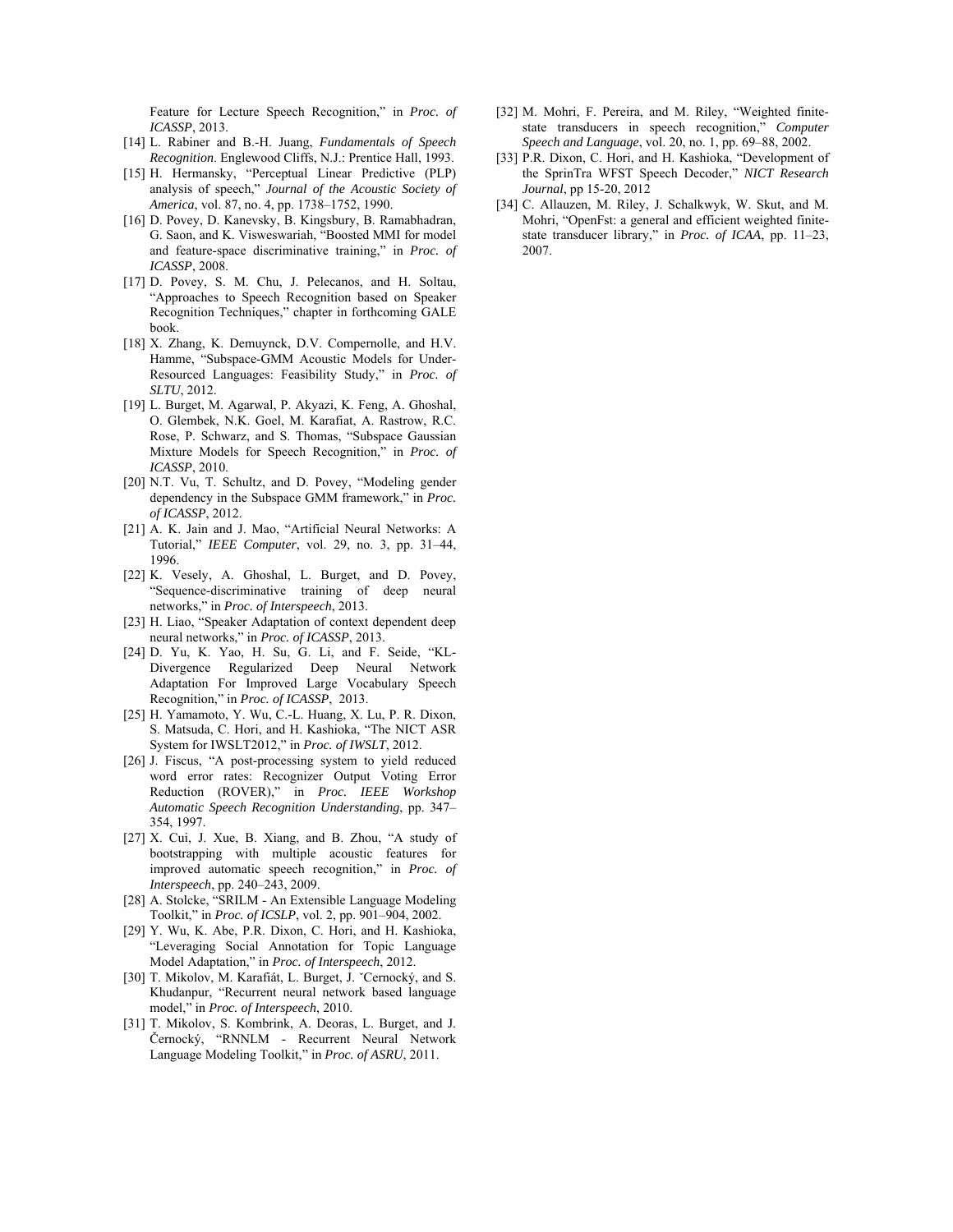Feature for Lecture Speech Recognition," in *Proc. of ICASSP*, 2013.

[14] L. Rabiner and B.-H. Juang, *Fundamentals of Speech Recognition*. Englewood Cliffs, N.J.: Prentice Hall, 1993.

[15] H. Hermansky, "Perceptual Linear Predictive (PLP) analysis of speech," *Journal of the Acoustic Society of America*, vol. 87, no. 4, pp. 1738–1752, 1990.

[16] D. Povey, D. Kanevsky, B. Kingsbury, B. Ramabhadran, G. Saon, and K. Visweswariah, "Boosted MMI for model and feature-space discriminative training," in *Proc. of ICASSP*, 2008.

[17] D. Povey, S. M. Chu, J. Pelecanos, and H. Soltau, "Approaches to Speech Recognition based on Speaker Recognition Techniques," chapter in forthcoming GALE book.

[18] X. Zhang, K. Demuynck, D.V. Compernolle, and H.V. Hamme, "Subspace-GMM Acoustic Models for Under-Resourced Languages: Feasibility Study," in *Proc. of SLTU*, 2012.

[19] L. Burget, M. Agarwal, P. Akyazi, K. Feng, A. Ghoshal, O. Glembek, N.K. Goel, M. Karafiat, A. Rastrow, R.C. Rose, P. Schwarz, and S. Thomas, "Subspace Gaussian Mixture Models for Speech Recognition," in *Proc. of ICASSP*, 2010.

[20] N.T. Vu, T. Schultz, and D. Povey, "Modeling gender dependency in the Subspace GMM framework," in *Proc. of ICASSP*, 2012.

[21] A. K. Jain and J. Mao, "Artificial Neural Networks: A Tutorial," *IEEE Computer*, vol. 29, no. 3, pp. 31–44, 1996.

[22] K. Vesely, A. Ghoshal, L. Burget, and D. Povey, "Sequence-discriminative training of deep neural networks," in *Proc. of Interspeech*, 2013.

[23] H. Liao, "Speaker Adaptation of context dependent deep neural networks," in *Proc. of ICASSP*, 2013.

[24] D. Yu, K. Yao, H. Su, G. Li, and F. Seide, "KL-Divergence Regularized Deep Neural Network Adaptation For Improved Large Vocabulary Speech Recognition," in *Proc. of ICASSP*, 2013.

[25] H. Yamamoto, Y. Wu, C.-L. Huang, X. Lu, P. R. Dixon, S. Matsuda, C. Hori, and H. Kashioka, "The NICT ASR System for IWSLT2012," in *Proc. of IWSLT*, 2012.

[26] J. Fiscus, "A post-processing system to yield reduced word error rates: Recognizer Output Voting Error Reduction (ROVER)," in *Proc. IEEE Workshop Automatic Speech Recognition Understanding*, pp. 347–354, 1997.

[27] X. Cui, J. Xue, B. Xiang, and B. Zhou, "A study of bootstrapping with multiple acoustic features for improved automatic speech recognition," in *Proc. of Interspeech*, pp. 240–243, 2009.

[28] A. Stolcke, "SRILM - An Extensible Language Modeling Toolkit," in *Proc. of ICSLP*, vol. 2, pp. 901–904, 2002.

[29] Y. Wu, K. Abe, P.R. Dixon, C. Hori, and H. Kashioka, "Leveraging Social Annotation for Topic Language Model Adaptation," in *Proc. of Interspeech*, 2012.

[30] T. Mikolov, M. Karafiát, L. Burget, J. ˇCernocký, and S. Khudanpur, "Recurrent neural network based language model," in *Proc. of Interspeech*, 2010.

[31] T. Mikolov, S. Kombrink, A. Deoras, L. Burget, and J. Černocký, "RNNLM - Recurrent Neural Network Language Modeling Toolkit," in *Proc. of ASRU*, 2011.

[32] M. Mohri, F. Pereira, and M. Riley, "Weighted finite-state transducers in speech recognition," *Computer Speech and Language*, vol. 20, no. 1, pp. 69–88, 2002.

[33] P.R. Dixon, C. Hori, and H. Kashioka, "Development of the SprinTra WFST Speech Decoder," *NICT Research Journal*, pp 15-20, 2012

[34] C. Allauzen, M. Riley, J. Schalkwyk, W. Skut, and M. Mohri, "OpenFst: a general and efficient weighted finite-state transducer library," in *Proc. of ICAA*, pp. 11–23, 2007.